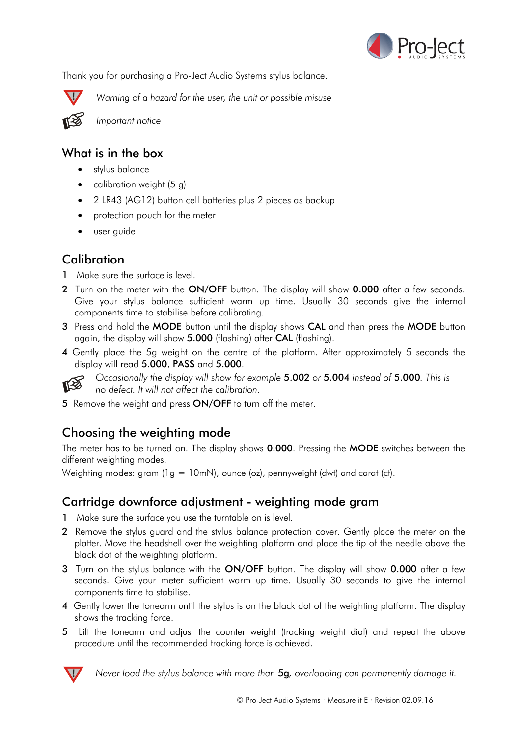Thank you for purchasing a Pro-Ject Audio Systems stylus balance.

*Warning of a hazard for the user, the unit or possible misuse*

*Important notice*

## What is in the box

- stylus balance
- calibration weight (5 g)
- 2 LR43 (AG12) button cell batteries plus 2 pieces as backup
- protection pouch for the meter
- user guide

## Calibration

1 Make sure the surface is level.

2 Turn on the meter with the **ON/OFF** button. The display will show **0.000** after a few seconds. Give your stylus balance sufficient warm up time. Usually 30 seconds give the internal components time to stabilise before calibrating.

3 Press and hold the **MODE** button until the display shows **CAL** and then press the **MODE** button again, the display will show **5.000** (flashing) after **CAL** (flashing).

4 Gently place the 5g weight on the centre of the platform. After approximately 5 seconds the display will read **5.000**, **PASS** and **5.000**.

*Occasionally the display will show for example* **5.002** *or* **5.004** *instead of* **5.000**. *This is no defect. It will not affect the calibration.*

5 Remove the weight and press **ON/OFF** to turn off the meter.

## Choosing the weighting mode

The meter has to be turned on. The display shows **0.000**. Pressing the **MODE** switches between the different weighting modes.

Weighting modes: gram (1g = 10mN), ounce (oz), pennyweight (dwt) and carat (ct).

## Cartridge downforce adjustment - weighting mode gram

1 Make sure the surface you use the turntable on is level.

2 Remove the stylus guard and the stylus balance protection cover. Gently place the meter on the platter. Move the headshell over the weighting platform and place the tip of the needle above the black dot of the weighting platform.

3 Turn on the stylus balance with the **ON/OFF** button. The display will show **0.000** after a few seconds. Give your meter sufficient warm up time. Usually 30 seconds to give the internal components time to stabilise.

4 Gently lower the tonearm until the stylus is on the black dot of the weighting platform. The display shows the tracking force.

5 Lift the tonearm and adjust the counter weight (tracking weight dial) and repeat the above procedure until the recommended tracking force is achieved.

*Never load the stylus balance with more than* **5g**, *overloading can permanently damage it.*

© Pro-Ject Audio Systems · Measure it E · Revision 02.09.16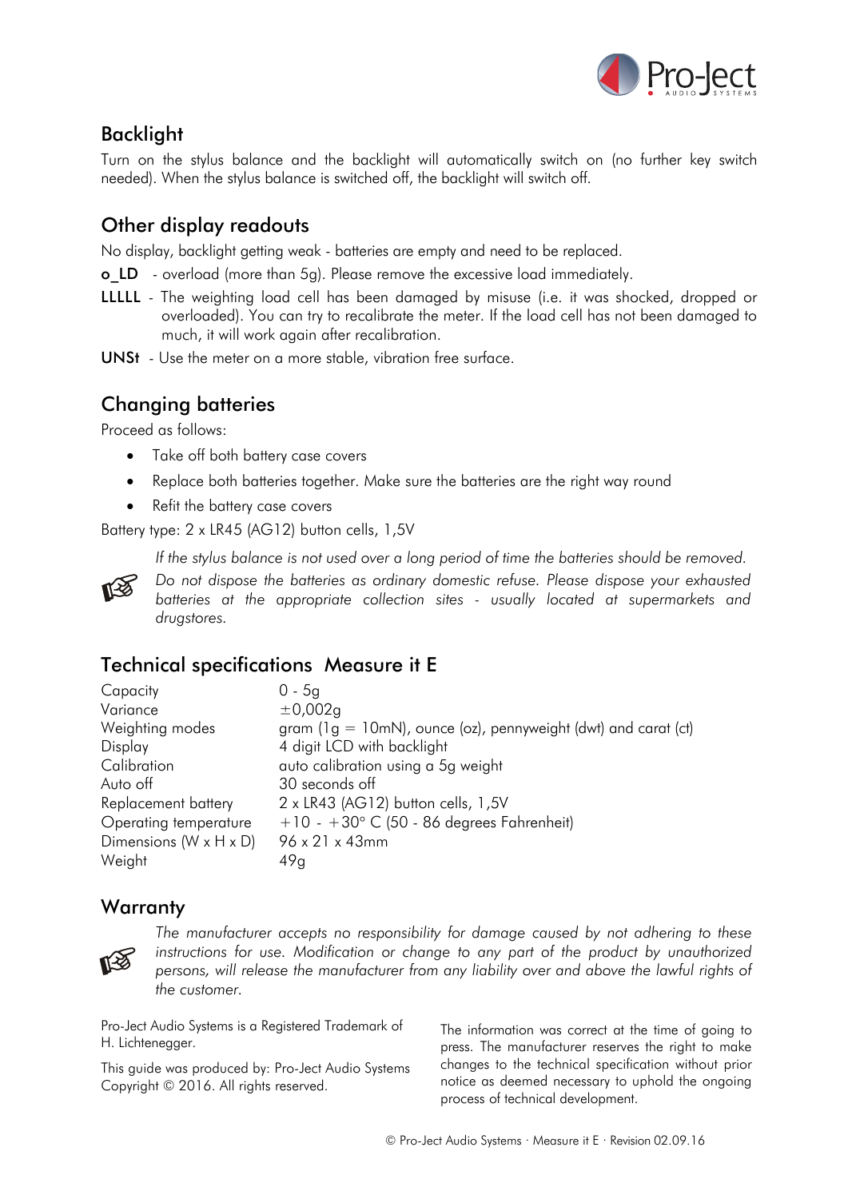## Backlight

Turn on the stylus balance and the backlight will automatically switch on (no further key switch needed). When the stylus balance is switched off, the backlight will switch off.

## Other display readouts

No display, backlight getting weak - batteries are empty and need to be replaced.

**o_LD** - overload (more than 5g). Please remove the excessive load immediately.

**LLLLL** - The weighting load cell has been damaged by misuse (i.e. it was shocked, dropped or overloaded). You can try to recalibrate the meter. If the load cell has not been damaged to much, it will work again after recalibration.

**UNSt** - Use the meter on a more stable, vibration free surface.

## Changing batteries

Proceed as follows:

- Take off both battery case covers
- Replace both batteries together. Make sure the batteries are the right way round
- Refit the battery case covers

Battery type: 2 x LR45 (AG12) button cells, 1,5V

*If the stylus balance is not used over a long period of time the batteries should be removed. Do not dispose the batteries as ordinary domestic refuse. Please dispose your exhausted batteries at the appropriate collection sites - usually located at supermarkets and drugstores.*

## Technical specifications Measure it E

| | |
|---|---|
| Capacity | 0 - 5g |
| Variance | ±0,002g |
| Weighting modes | gram (1g = 10mN), ounce (oz), pennyweight (dwt) and carat (ct) |
| Display | 4 digit LCD with backlight |
| Calibration | auto calibration using a 5g weight |
| Auto off | 30 seconds off |
| Replacement battery | 2 x LR43 (AG12) button cells, 1,5V |
| Operating temperature | +10 - +30° C (50 - 86 degrees Fahrenheit) |
| Dimensions (W x H x D) | 96 x 21 x 43mm |
| Weight | 49g |

## Warranty

*The manufacturer accepts no responsibility for damage caused by not adhering to these instructions for use. Modification or change to any part of the product by unauthorized persons, will release the manufacturer from any liability over and above the lawful rights of the customer.*

Pro-Ject Audio Systems is a Registered Trademark of H. Lichtenegger.

This guide was produced by: Pro-Ject Audio Systems Copyright © 2016. All rights reserved.

The information was correct at the time of going to press. The manufacturer reserves the right to make changes to the technical specification without prior notice as deemed necessary to uphold the ongoing process of technical development.